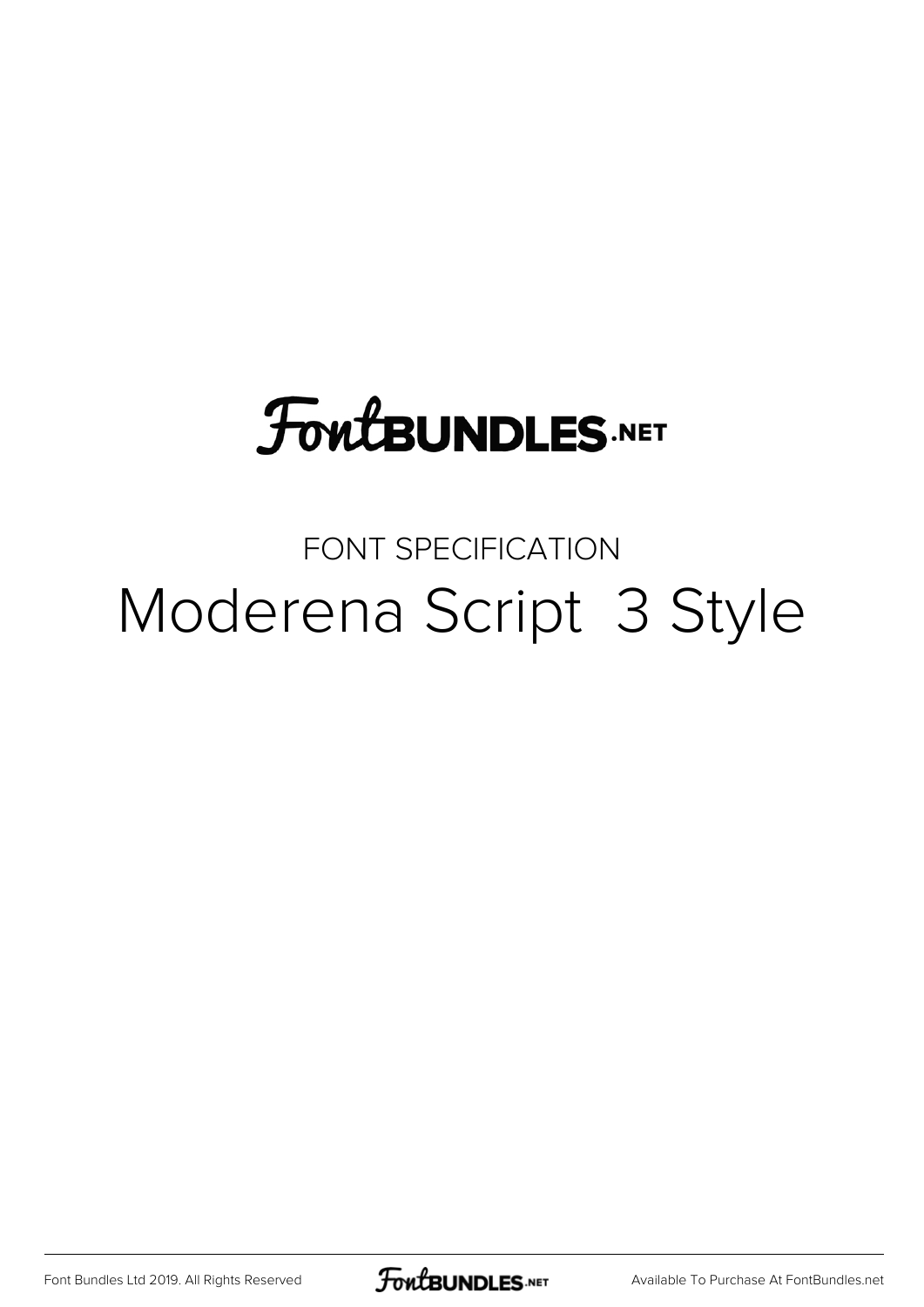FontBUNDLES.NET

FONT SPECIFICATION

# Moderena Script  3 Style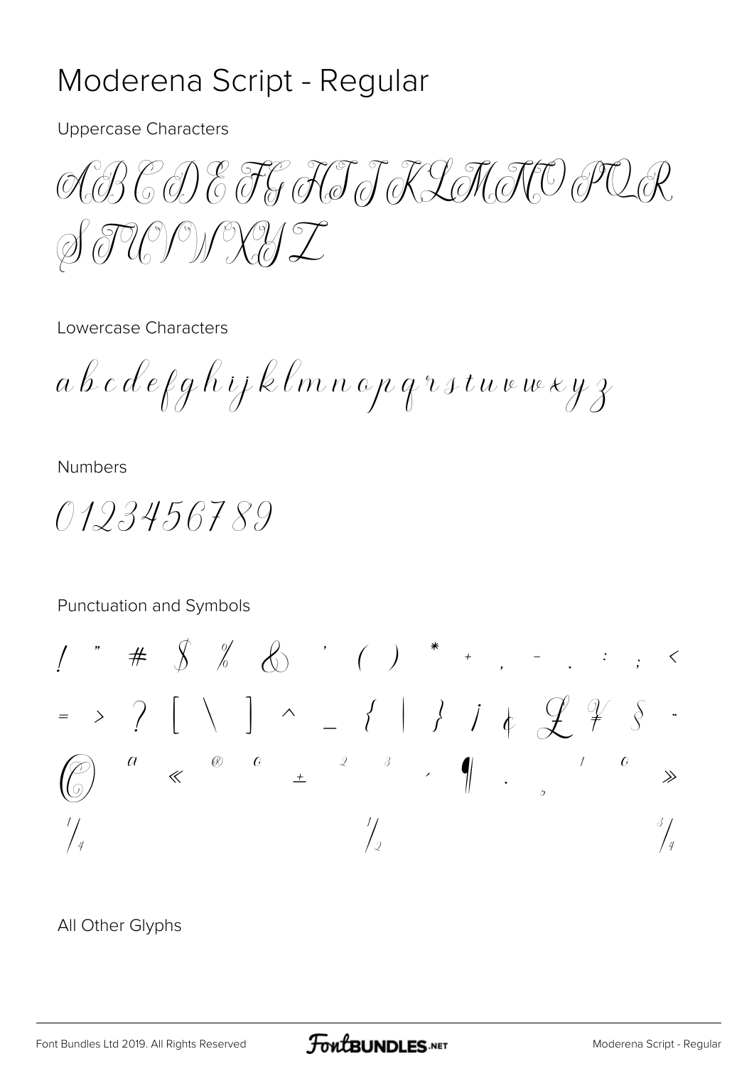# Moderena Script - Regular

Uppercase Characters

A B C D E F G H I J K L M N O P Q R S T U V W X Y Z

Lowercase Characters

a b c d e f g h i j k l m n o p q r s t u v w x y z

Numbers

0 1 2 3 4 5 6 7 8 9

Punctuation and Symbols

! " # $ % & ' ( ) * + , - . : ; <
= > ? [ \ ] ^ _ { | } ¡ ¢ £ ¥ § ¨
© ª « ® ° ± ² ³ ´ ¶ · ¸ ¹ º »
¼ ½ ¾

All Other Glyphs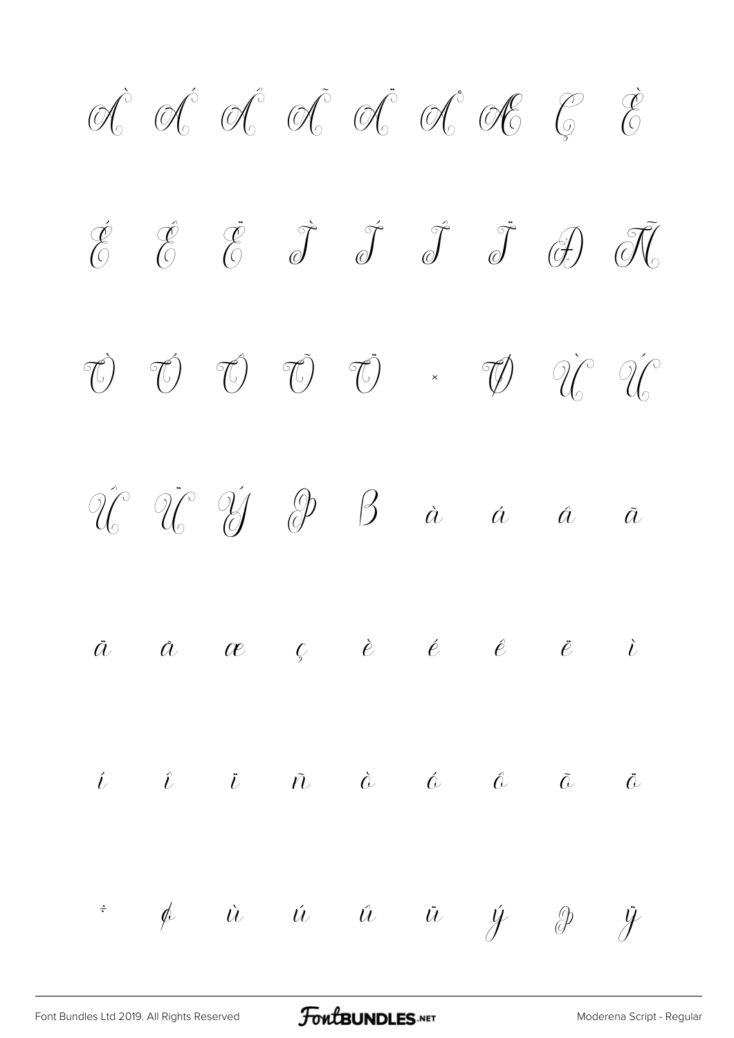| | | | | | | | | |
|---|---|---|---|---|---|---|---|---|
| À | Á | Â | Ã | Ä | Å | Æ | Ç | È |
| É | Ê | Ë | Ì | Í | Î | Ï | Ð | Ñ |
| Ò | Ó | Ô | Õ | Ö | × | Ø | Ù | Ú |
| Û | Ü | Ý | Þ | ß | à | á | â | ã |
| ä | å | æ | ç | è | é | ê | ë | ì |
| í | î | ï | ñ | ò | ó | ô | õ | ö |
| ÷ | ø | ù | ú | û | ü | ý | þ | ÿ |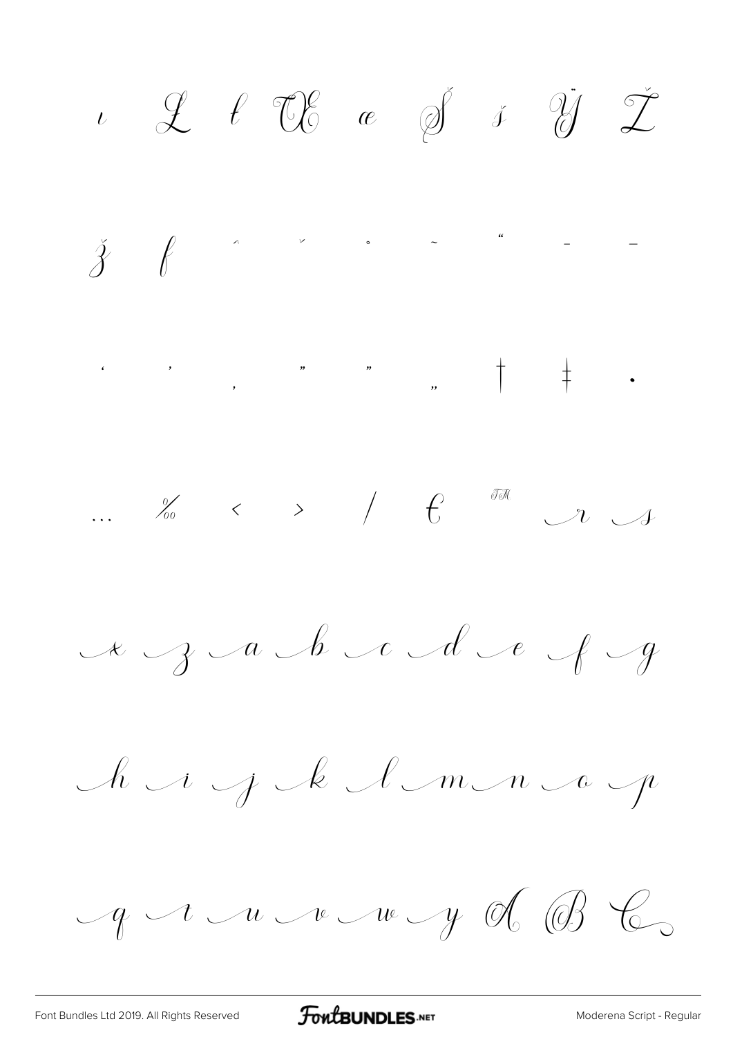ı Ł ł Œ œ Š š Ÿ Ž

ž ƒ ˆ ˇ ˚ ˜ “ – —

‘ ’ ‚ ” ” „ † ‡ •

… ‰ ‹ › ⁄ € ™ r s

x z a b c d e f g

h i j k l m n o p

q t u v w y A B C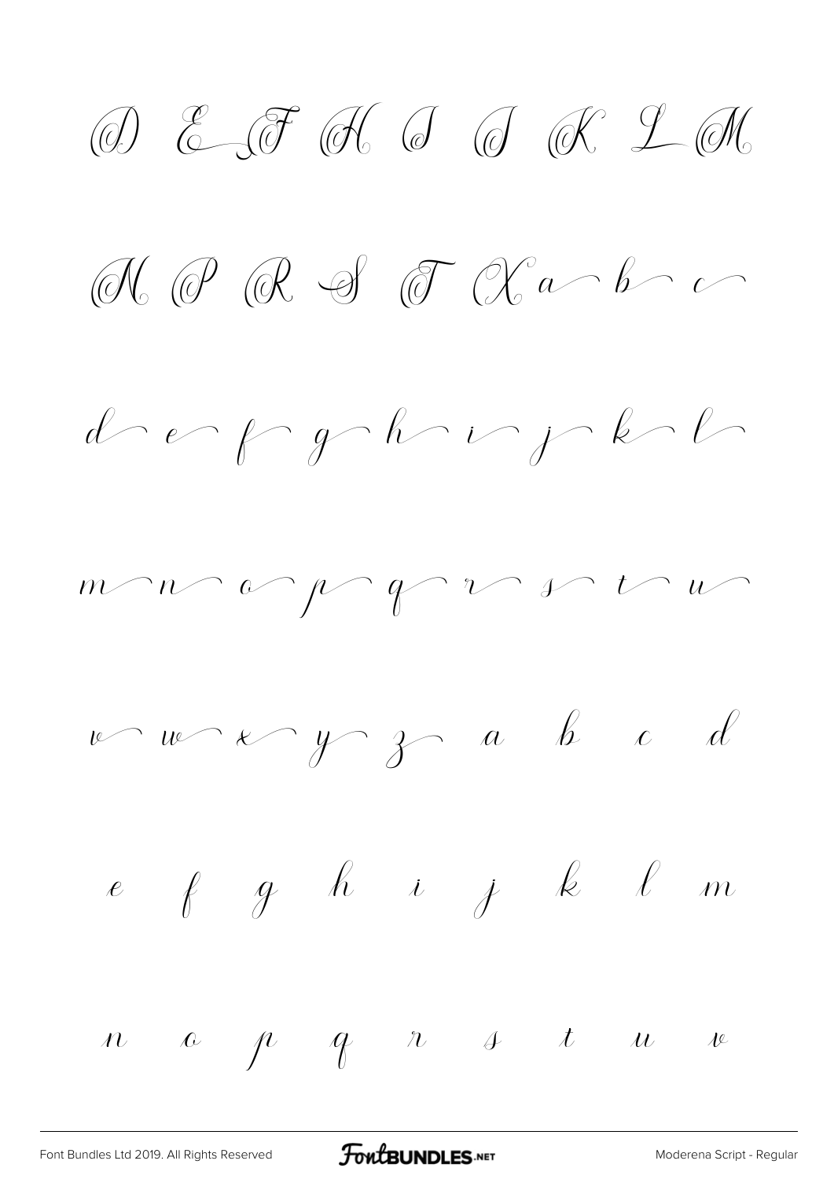D E F H I J K L M

N P R S T X a b c

d e f g h i j k l

m n o p q r s t u

v w x y z a b c d

e f g h i j k l m

n o p q r s t u v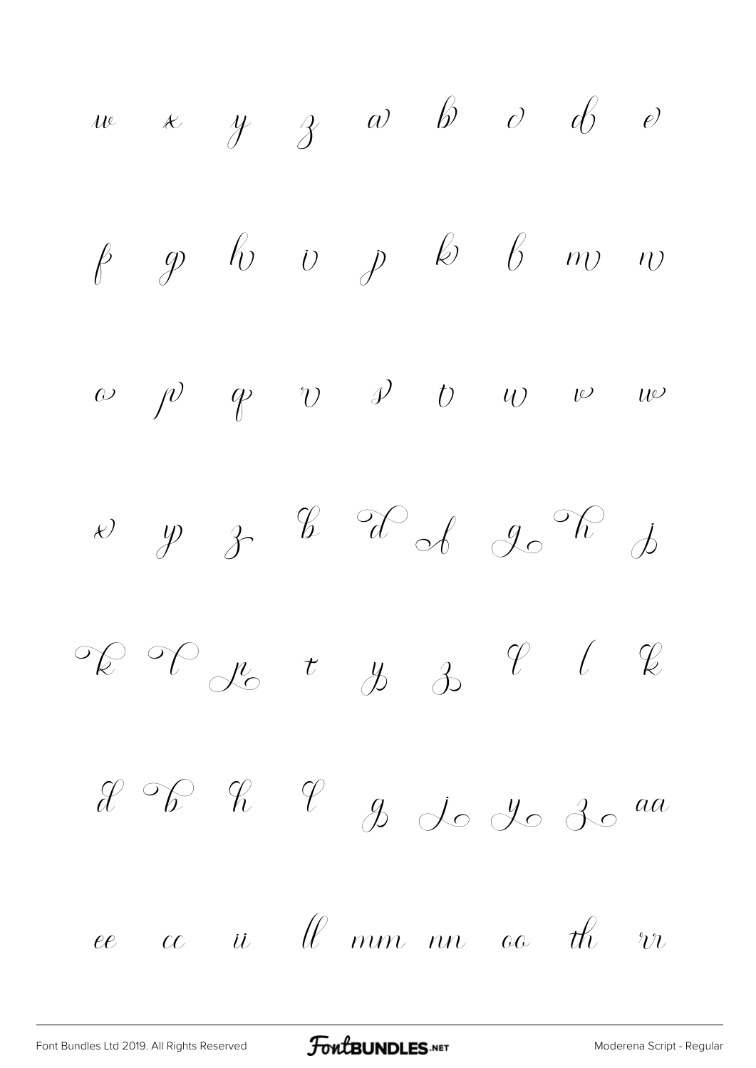w x y z a b c d e

f g h i j k l m n

o p q r s t u v w

x y z b d f g h j

k l n t y z l l k

d b h l g j y z aa

ee cc ii ll mm nn oo th rr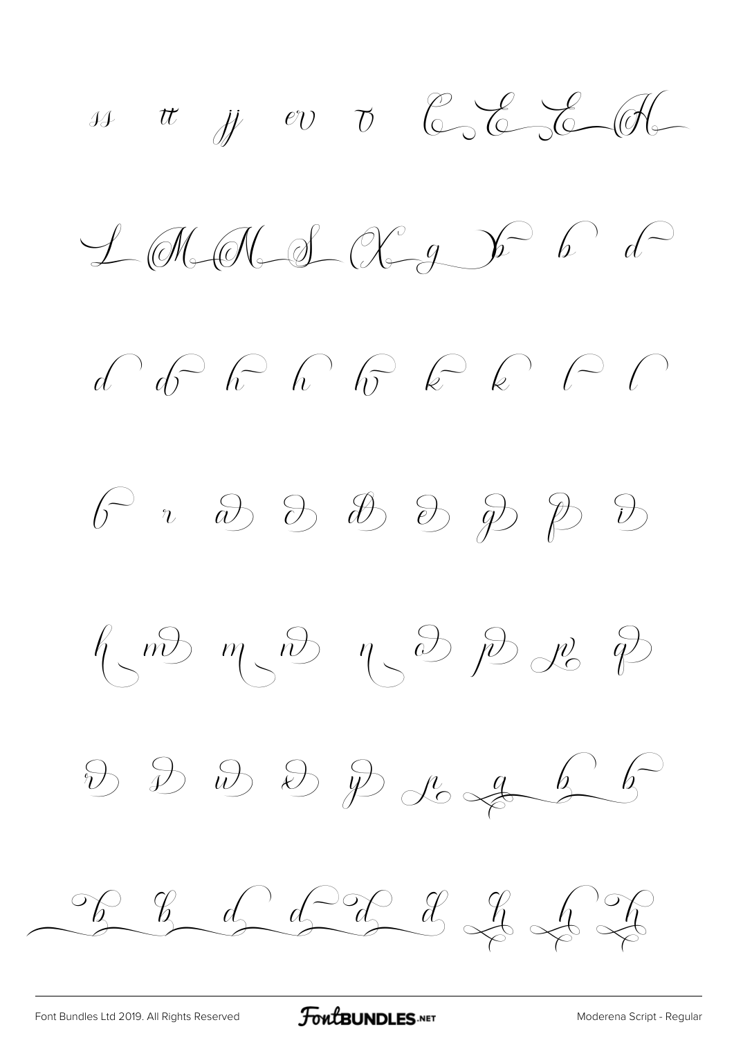ss tt jj ev v C E E H

L M N S X g Y b d

d d h h h k k l l

b r a a d e g p i

h m m n n e p p q

r s u x y p g b b

b b d d d d h h h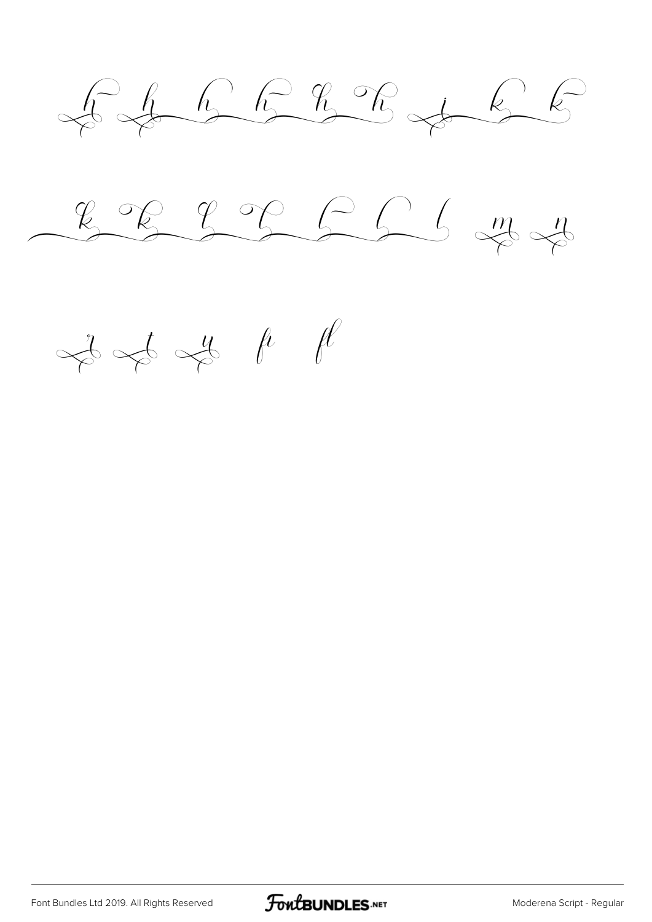h h h h h h j k k

k k l l l l l m n

r t u fi fl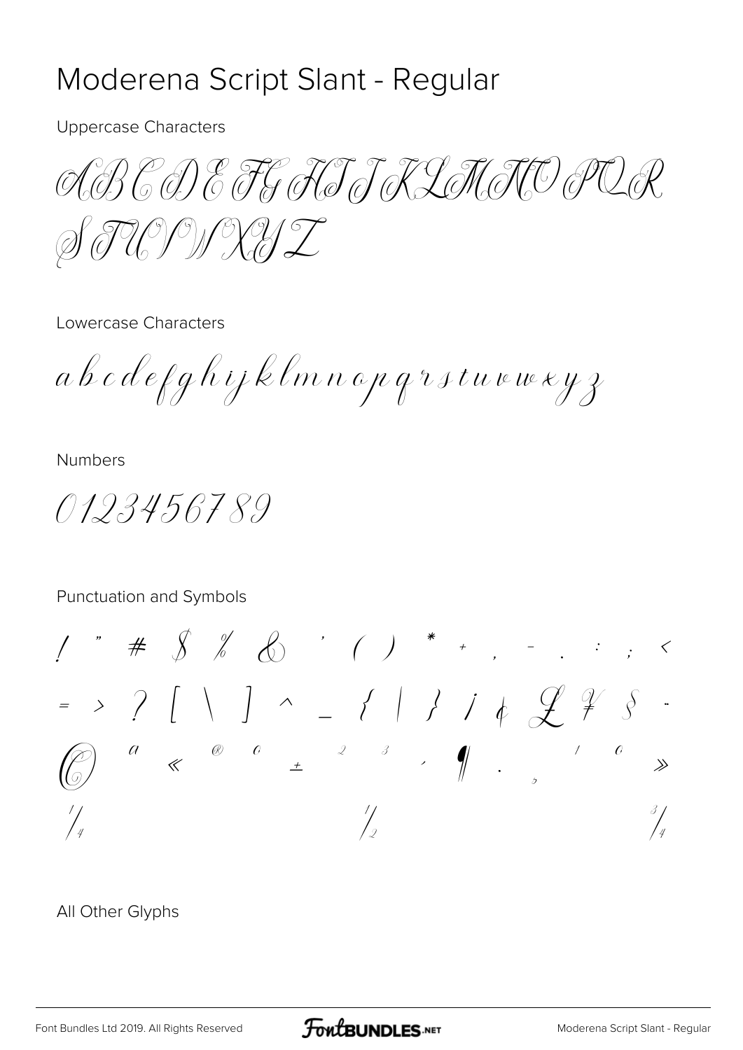# Moderena Script Slant - Regular

Uppercase Characters

A B C D E F G H I J K L M N O P Q R S T U V W X Y Z

Lowercase Characters

a b c d e f g h i j k l m n o p q r s t u v w x y z

Numbers

0 1 2 3 4 5 6 7 8 9

Punctuation and Symbols

! " # $ % & ' ( ) * + , - . : ; <
= > ? [ \ ] ^ _ { | } ¡ ¢ £ ¥ § ¨
© ª « ® ° ± ² ³ ´ ¶ · ¸ ¹ º »
¼ ½ ¾

All Other Glyphs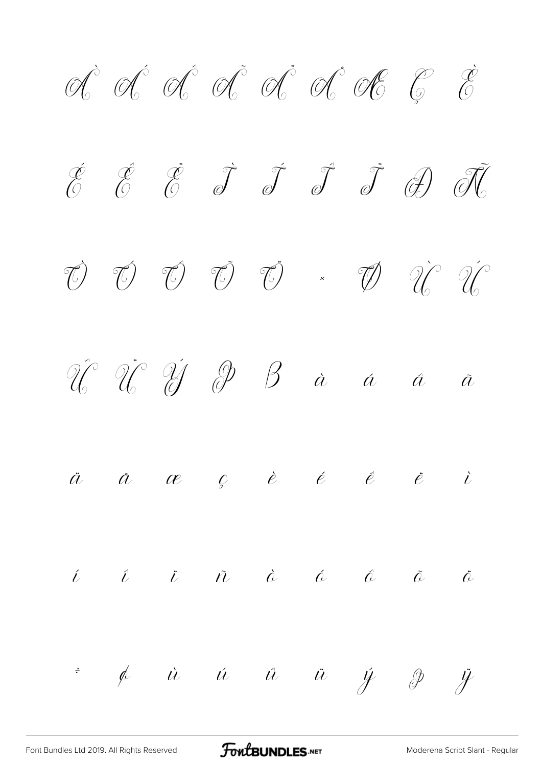À Á Â Ã Ä Å Æ Ç È

É Ê Ë Ì Í Î Ï Ð Ñ

Ò Ó Ô Õ Ö × Ø Ù Ú

Û Ü Ý Þ ß à á â ã

ä å æ ç è é ê ë ì

í î ï ñ ò ó ô õ ö

÷ ø ù ú û ü ý þ ÿ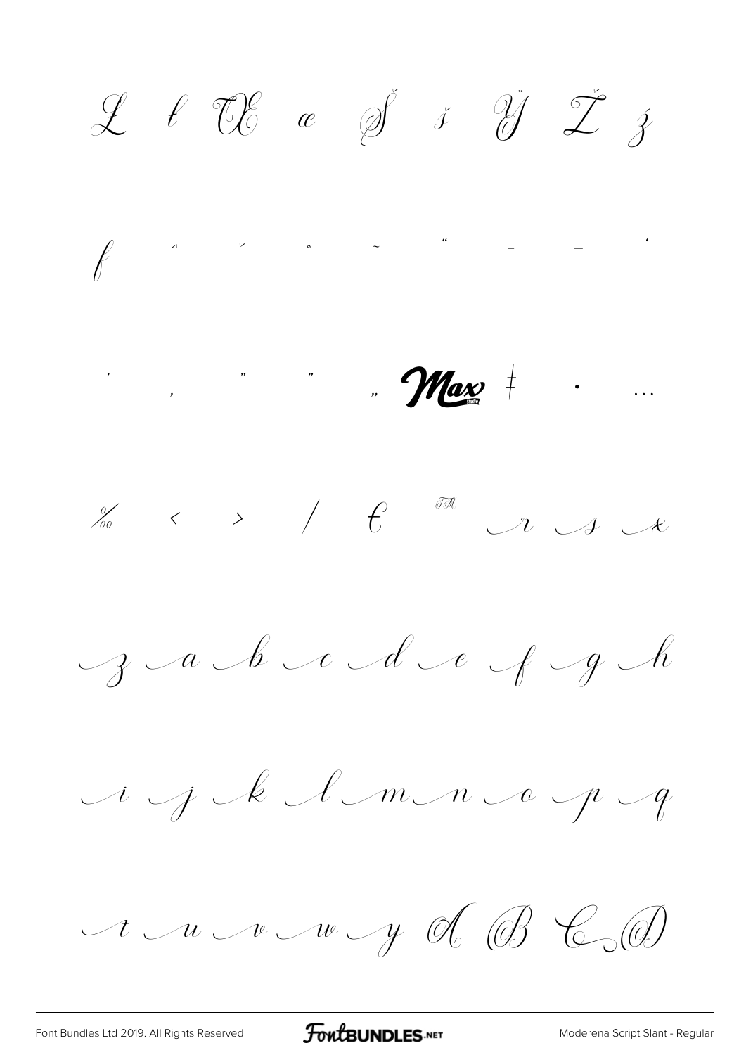Ł ł Œ œ Š š Ÿ Ž ž

ƒ ˆ ˇ ˚ ˜ “ – — ‘

’ ‚ ” ” „ † ‡ • …

‰ ‹ › ⁄ € ™ r s x

z a b c d e f g h

i j k l m n o p q

t u v w y A B C D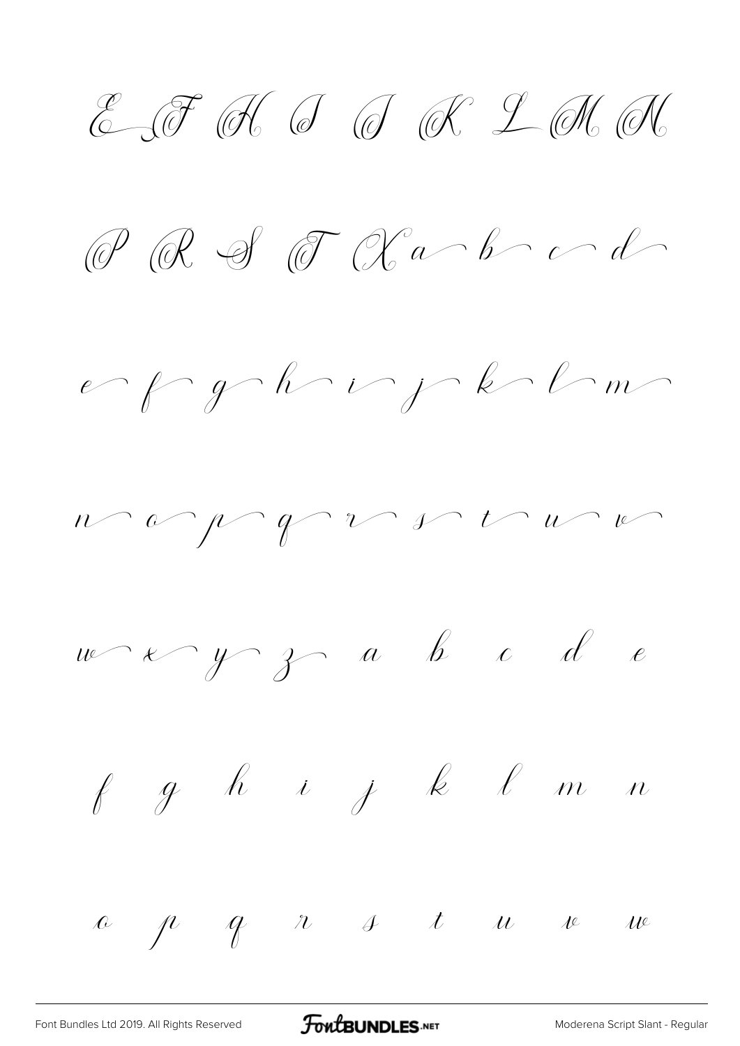E F H I J K L M N

P R S T X a b c d

e f g h i j k l m

n o p q r s t u v

w x y z a b c d e

f g h i j k l m n

o p q r s t u v w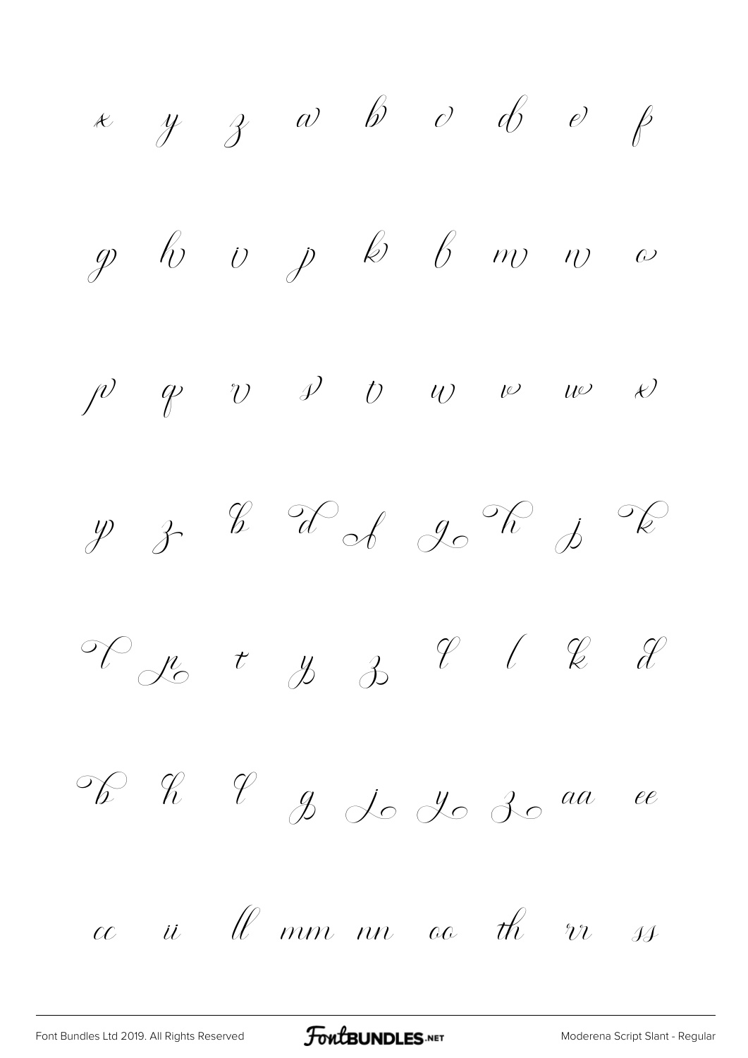x y z a b c d e f

g h i j k l m n o

p q r s t u v w x

y z B D f g h j k

l n t y z C l R d

b h C g j y z aa ee

cc ii ll mm nn oo th rr ss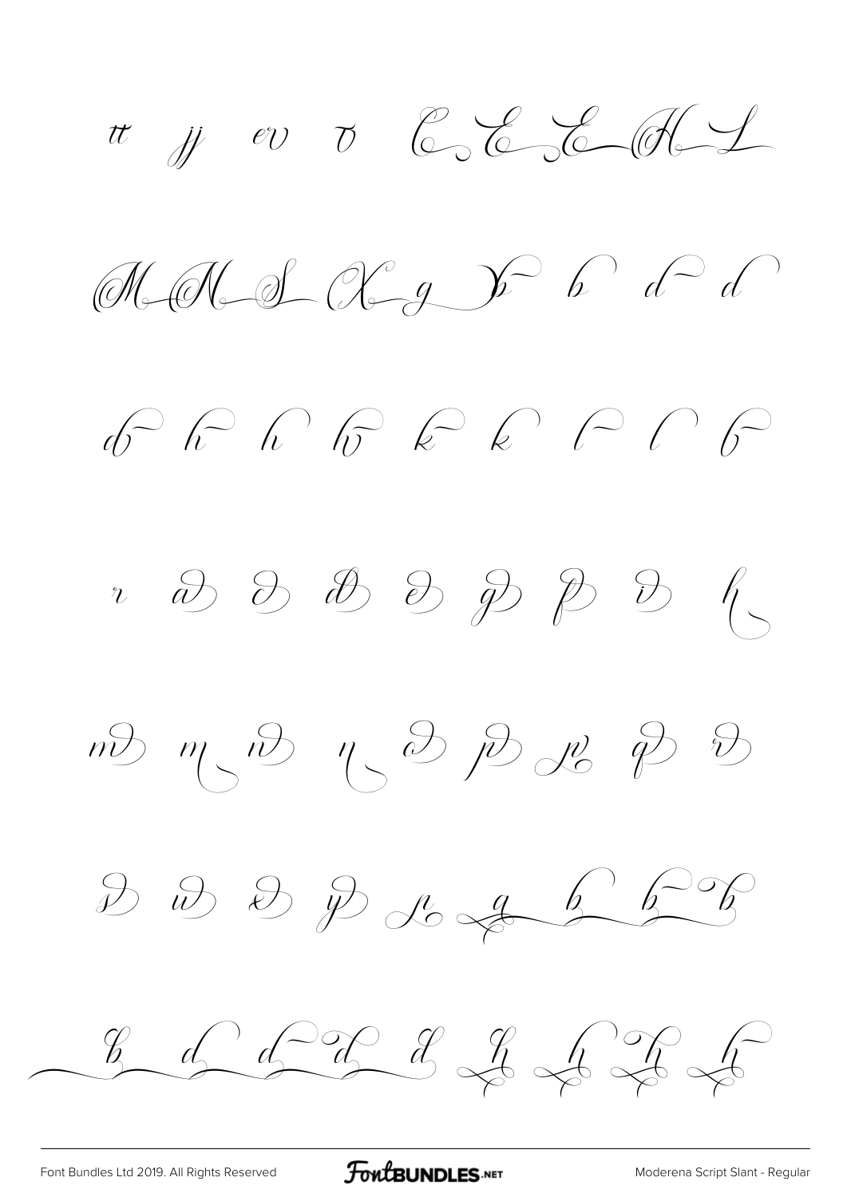tt jj ev v C E E H L

M N S X g Y b d d

d h h h k k l l b

r a o d e g p i h

m m n n o p p q r

s u x y s q b b b

b d d d d h h h h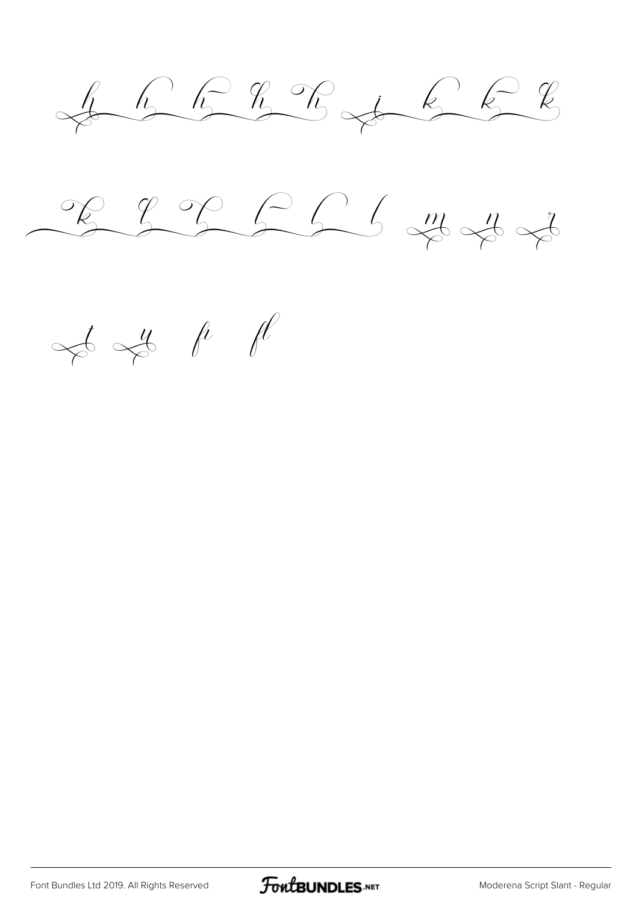h h h h h i k k k

k l l l l l m n r

t u ﬁ ﬂ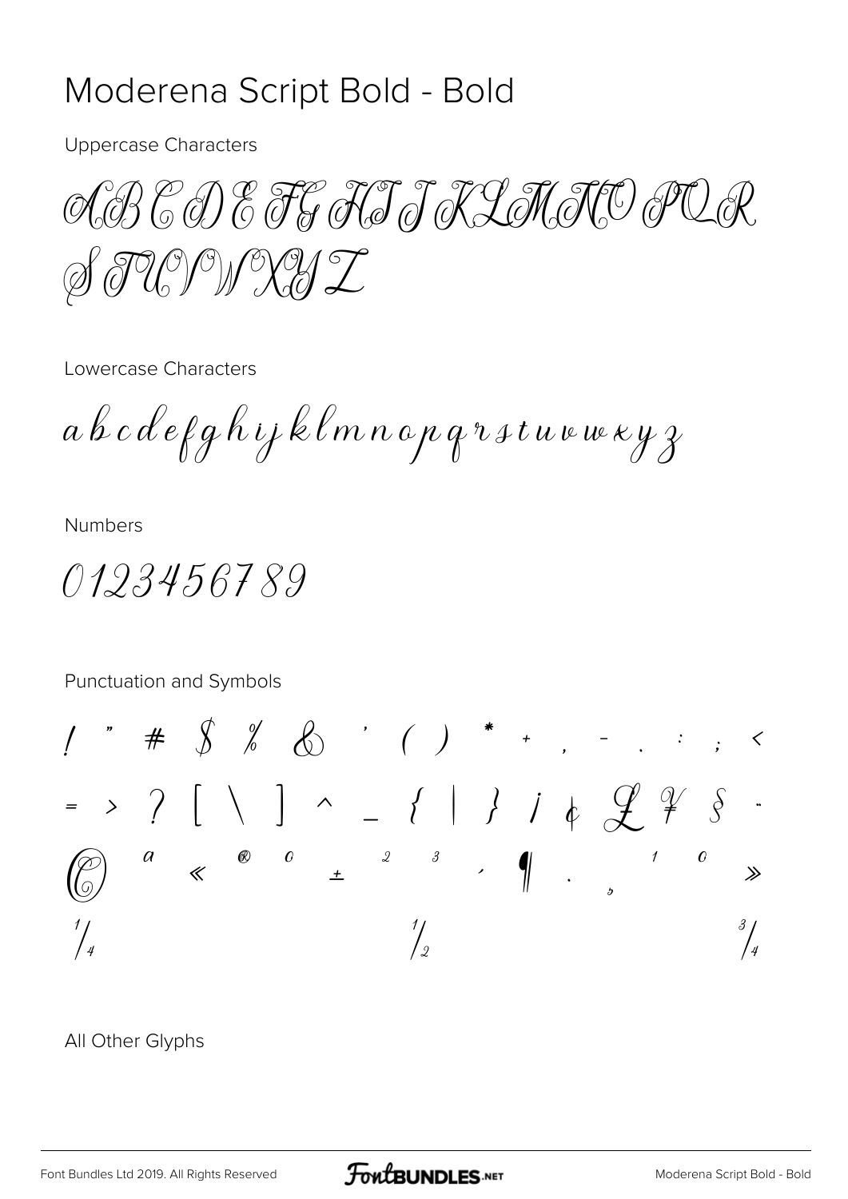# Moderena Script Bold - Bold

Uppercase Characters

A B C D E F G H I J K L M N O P Q R
S T U V W X Y Z

Lowercase Characters

a b c d e f g h i j k l m n o p q r s t u v w x y z

Numbers

0 1 2 3 4 5 6 7 8 9

Punctuation and Symbols

! " # $ % & ' ( ) * + , - . : ; <
= > ? [ \ ] ^ _ { | } ¡ ¢ £ ¥ § ¨
© ª « ® ° ± ² ³ ´ ¶ · ¸ ¹ º »
¼ ½ ¾

All Other Glyphs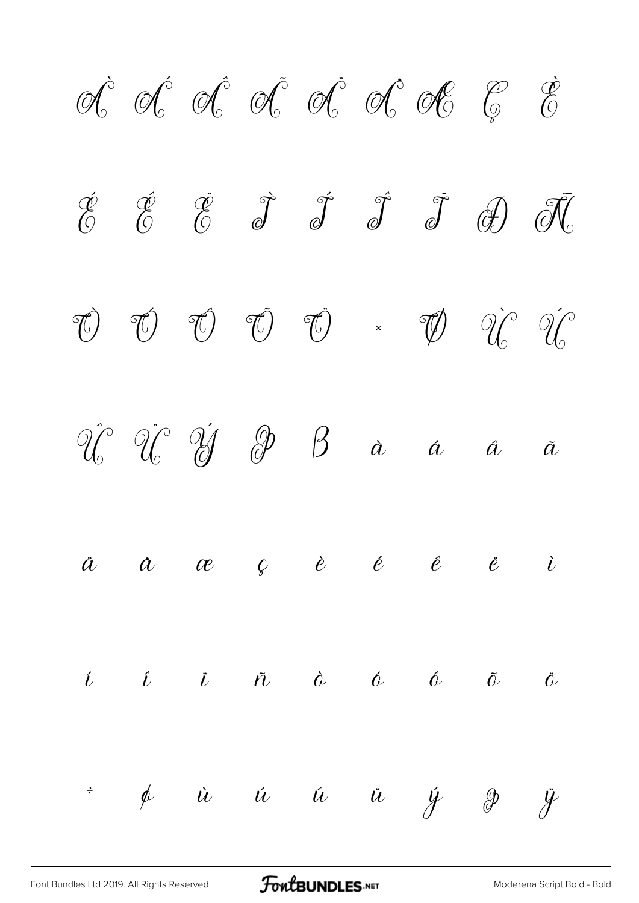À Á Â Ã Ä Å Æ Ç È

É Ê Ë Ì Í Î Ï Ð Ñ

Ò Ó Ô Õ Ö × Ø Ù Ú

Û Ü Ý Þ ß à á â ã

ä å æ ç è é ê ë ì

í î ï ñ ò ó ô õ ö

÷ ø ù ú û ü ý þ ÿ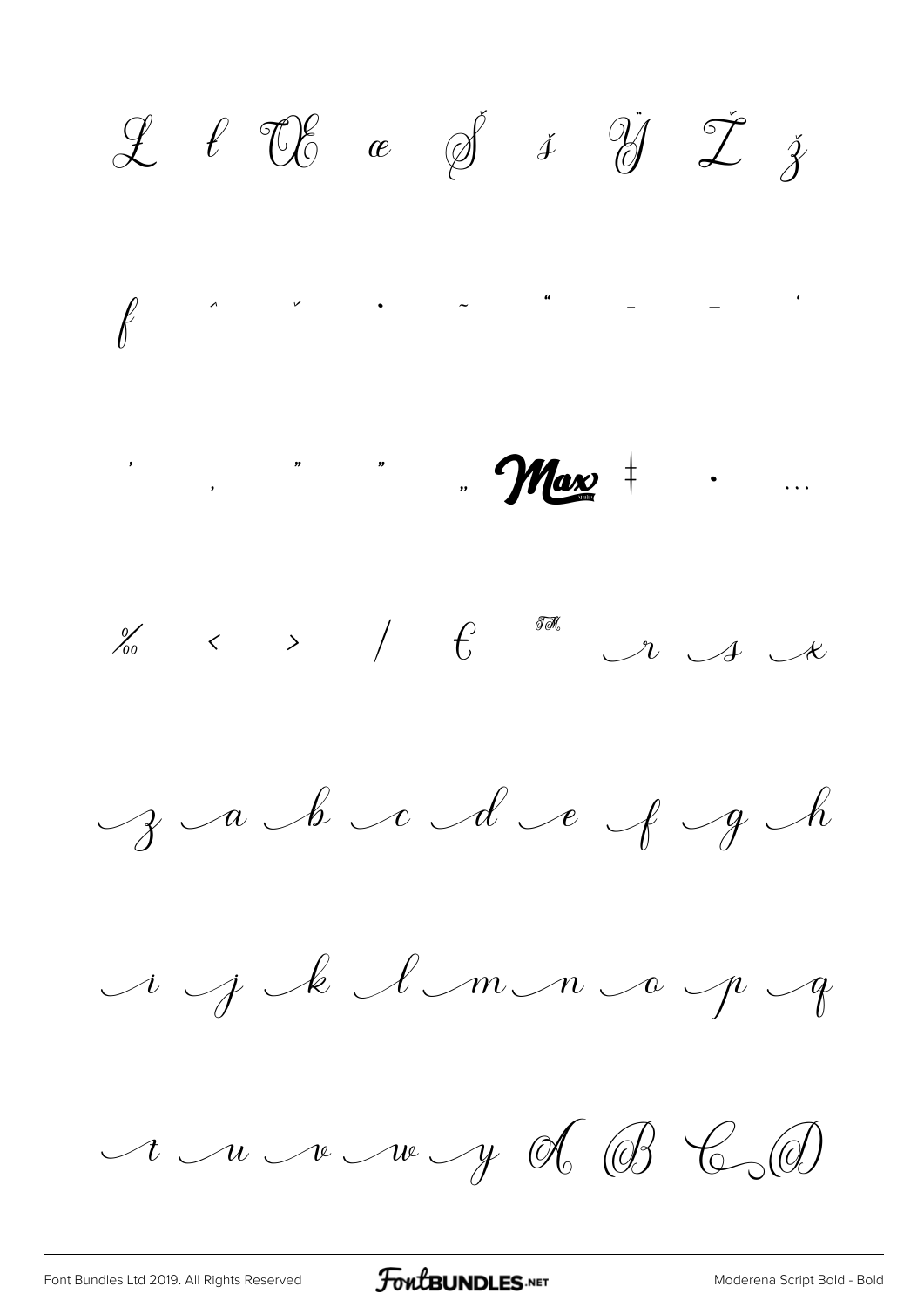Ł ł Œ œ Š š Ÿ Ž ž

ƒ ˆ ˇ ˙ ˜ “ – — ‘

’ ‚ ” ” „ Max ‡ • …

‰ ‹ › ⁄ € ™ r s x

z a b c d e f g h

i j k l m n o p q

t u v w y A B C D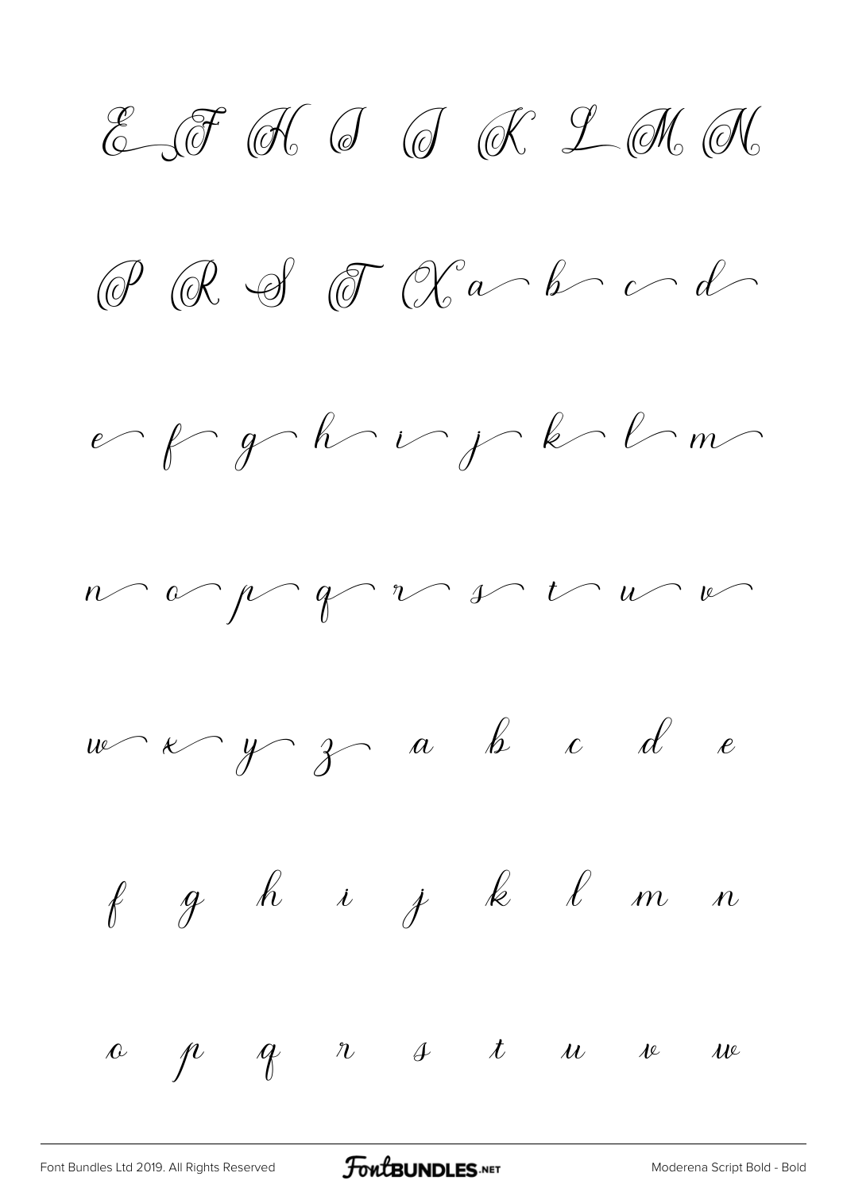E F H I J K L M N

P R S T X a b c d

e f g h i j k l m

n o p q r s t u v

w x y z a b c d e

f g h i j k l m n

o p q r s t u v w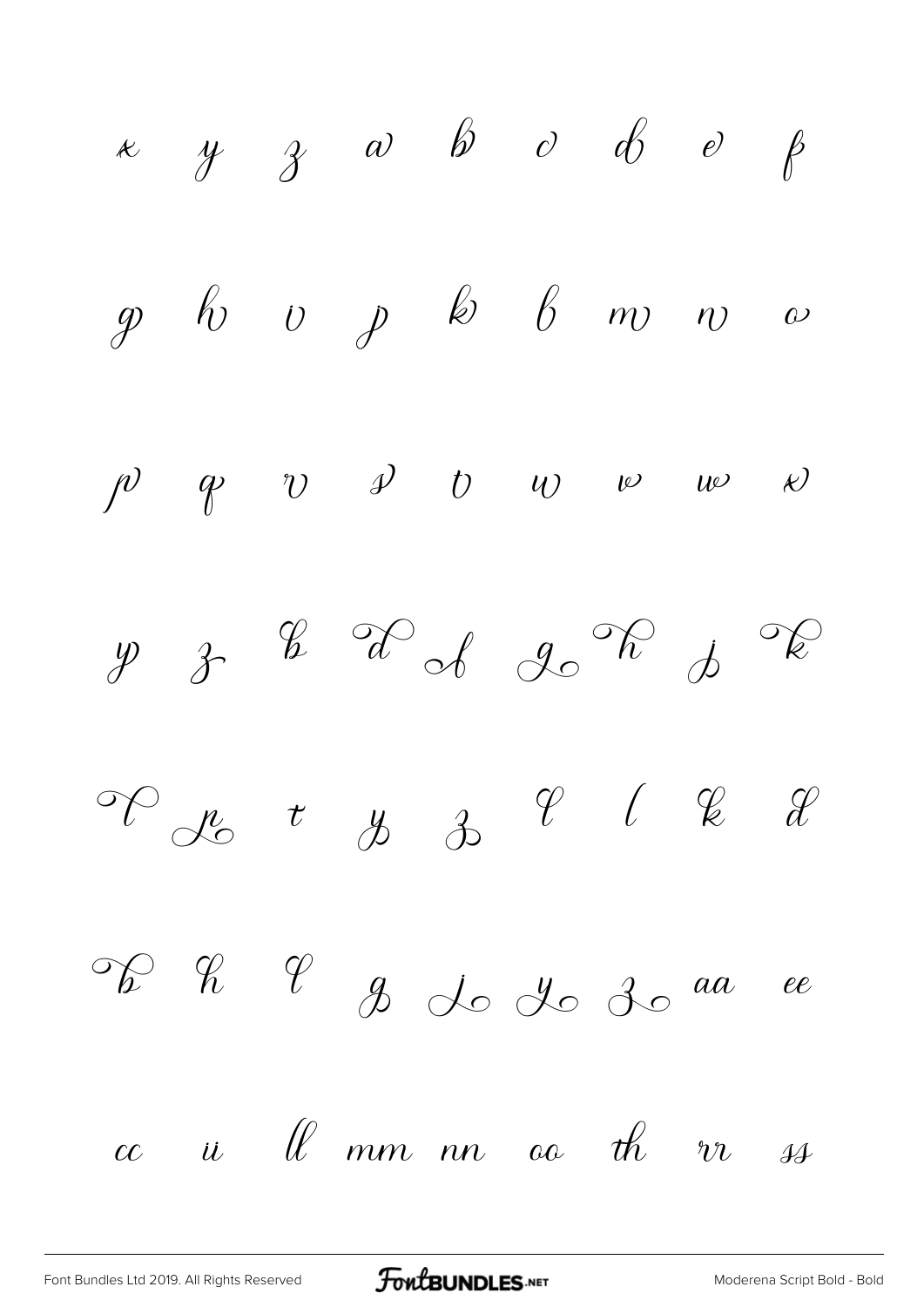x y z a b c d e f

g h i j k l m n o

p q r s t u v w x

y z B D f g H j K

L n t y z Q l K A

B K Q g J Y Z aa ee

cc ii ll mm nn oo th rr ss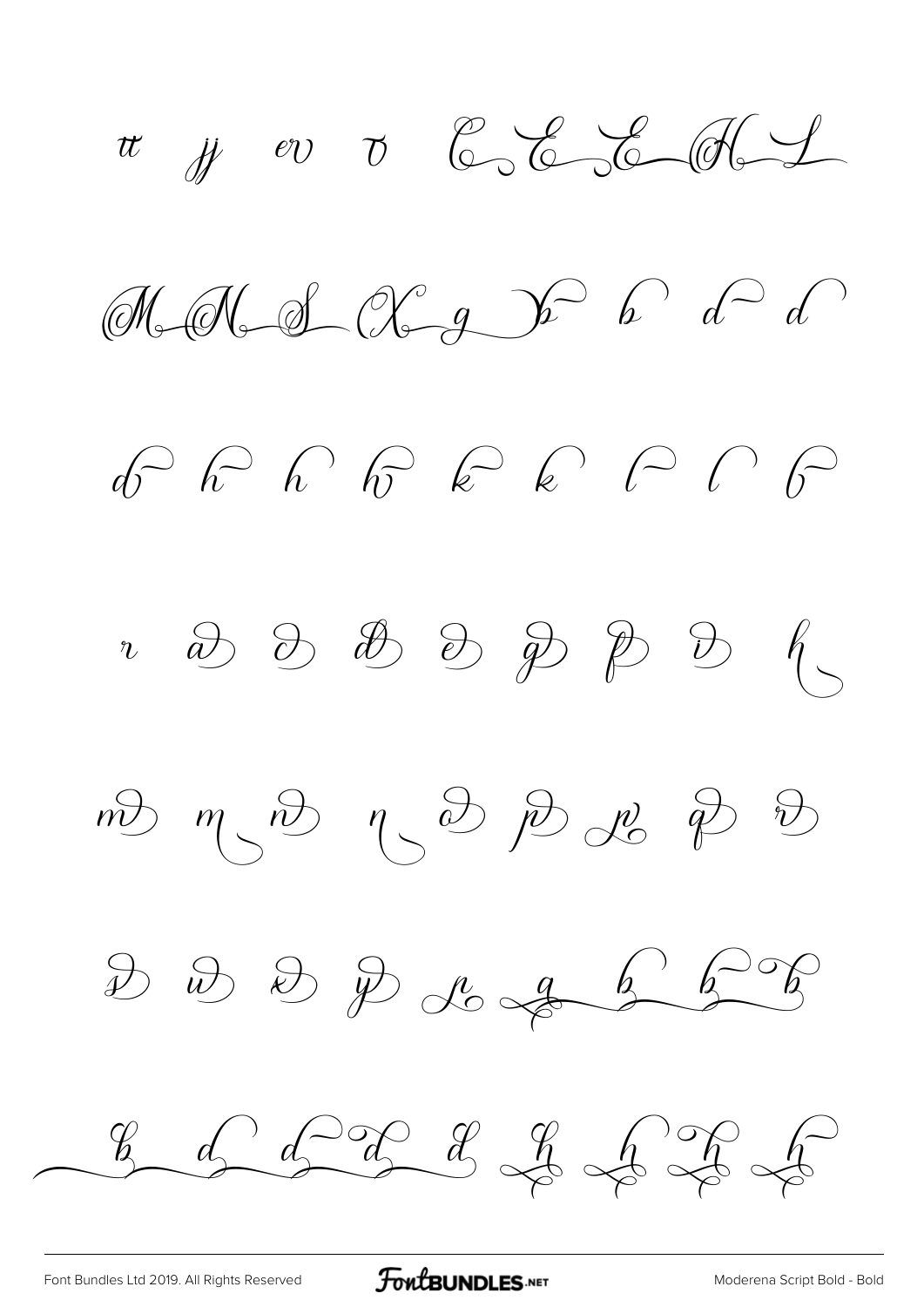tt jj ev v C E E H L

M N S X g Y b d d

d h h h k k l l b

r a e d e g p e h

m m n n o p p q r

s w x y p q b b b

b d d d d h h h h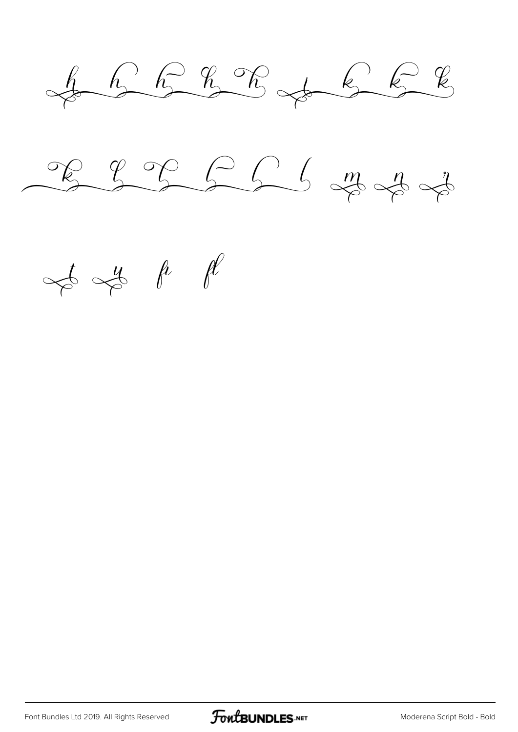h h h h h i k k k

k l l l l l m n r

t u fi fl